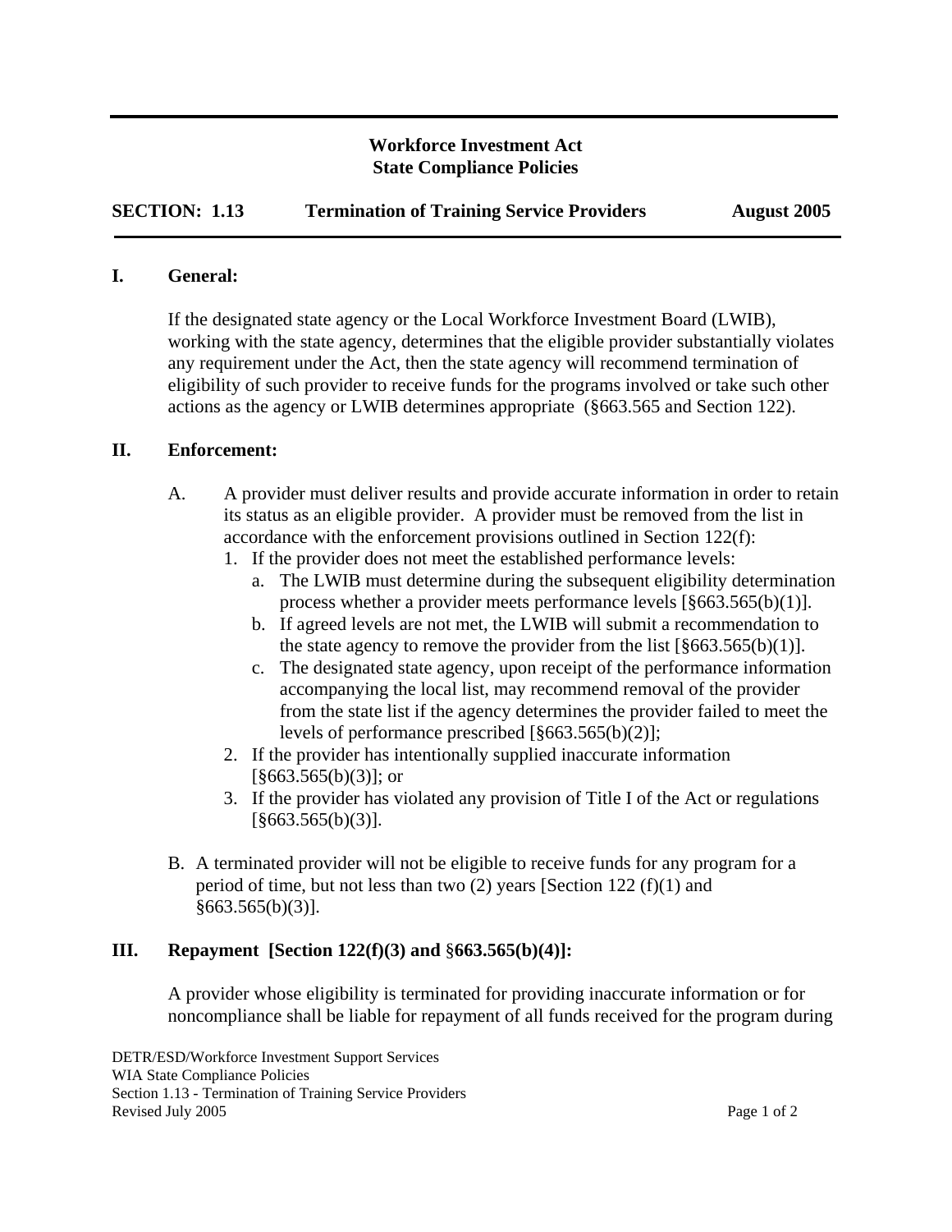**Workforce Investment Act**
**State Compliance Policies**

**SECTION: 1.13** | **Termination of Training Service Providers** | **August 2005**

## I. General:

If the designated state agency or the Local Workforce Investment Board (LWIB), working with the state agency, determines that the eligible provider substantially violates any requirement under the Act, then the state agency will recommend termination of eligibility of such provider to receive funds for the programs involved or take such other actions as the agency or LWIB determines appropriate (§663.565 and Section 122).

## II. Enforcement:

A. A provider must deliver results and provide accurate information in order to retain its status as an eligible provider. A provider must be removed from the list in accordance with the enforcement provisions outlined in Section 122(f):
   1. If the provider does not meet the established performance levels:
      a. The LWIB must determine during the subsequent eligibility determination process whether a provider meets performance levels [§663.565(b)(1)].
      b. If agreed levels are not met, the LWIB will submit a recommendation to the state agency to remove the provider from the list [§663.565(b)(1)].
      c. The designated state agency, upon receipt of the performance information accompanying the local list, may recommend removal of the provider from the state list if the agency determines the provider failed to meet the levels of performance prescribed [§663.565(b)(2)];
   2. If the provider has intentionally supplied inaccurate information [§663.565(b)(3)]; or
   3. If the provider has violated any provision of Title I of the Act or regulations [§663.565(b)(3)].

B. A terminated provider will not be eligible to receive funds for any program for a period of time, but not less than two (2) years [Section 122 (f)(1) and §663.565(b)(3)].

## III. Repayment [Section 122(f)(3) and §663.565(b)(4)]:

A provider whose eligibility is terminated for providing inaccurate information or for noncompliance shall be liable for repayment of all funds received for the program during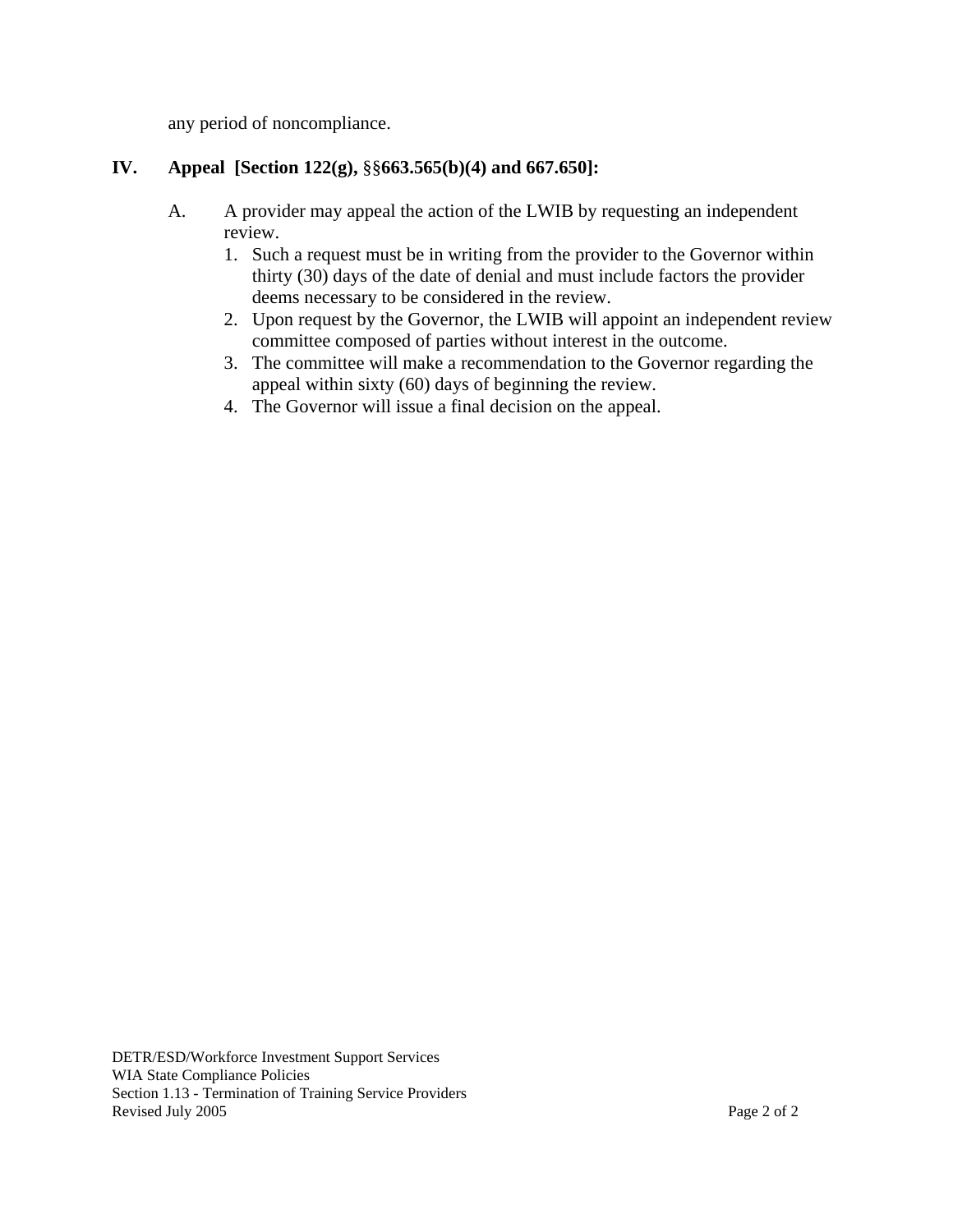any period of noncompliance.

## IV. Appeal [Section 122(g), §§663.565(b)(4) and 667.650]:

A. A provider may appeal the action of the LWIB by requesting an independent review.

1. Such a request must be in writing from the provider to the Governor within thirty (30) days of the date of denial and must include factors the provider deems necessary to be considered in the review.
2. Upon request by the Governor, the LWIB will appoint an independent review committee composed of parties without interest in the outcome.
3. The committee will make a recommendation to the Governor regarding the appeal within sixty (60) days of beginning the review.
4. The Governor will issue a final decision on the appeal.